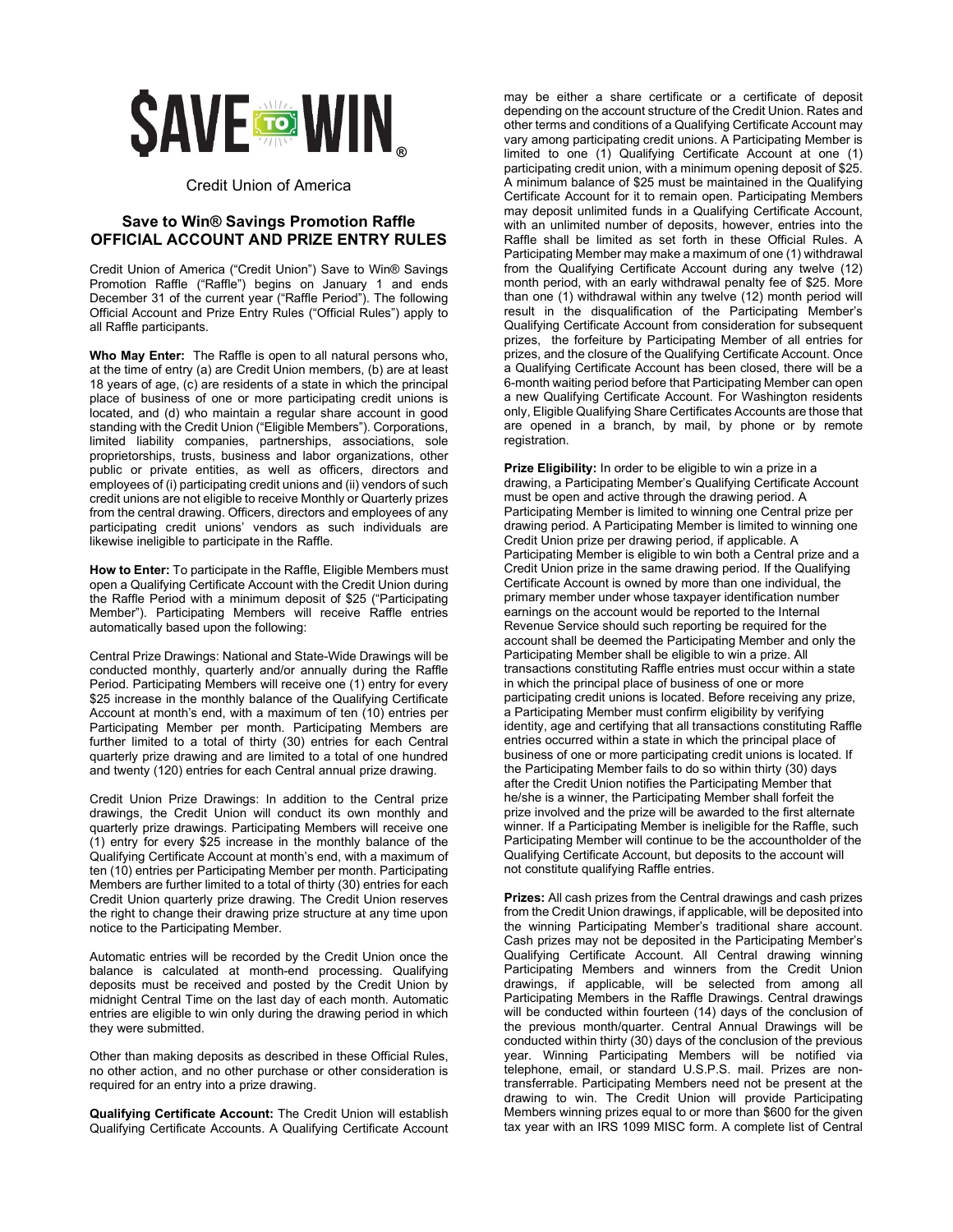# $AVE TO WIN®

Credit Union of America

## Save to Win® Savings Promotion Raffle
## OFFICIAL ACCOUNT AND PRIZE ENTRY RULES

Credit Union of America ("Credit Union") Save to Win® Savings Promotion Raffle ("Raffle") begins on January 1 and ends December 31 of the current year ("Raffle Period"). The following Official Account and Prize Entry Rules ("Official Rules") apply to all Raffle participants.

**Who May Enter:** The Raffle is open to all natural persons who, at the time of entry (a) are Credit Union members, (b) are at least 18 years of age, (c) are residents of a state in which the principal place of business of one or more participating credit unions is located, and (d) who maintain a regular share account in good standing with the Credit Union ("Eligible Members"). Corporations, limited liability companies, partnerships, associations, sole proprietorships, trusts, business and labor organizations, other public or private entities, as well as officers, directors and employees of (i) participating credit unions and (ii) vendors of such credit unions are not eligible to receive Monthly or Quarterly prizes from the central drawing. Officers, directors and employees of any participating credit unions' vendors as such individuals are likewise ineligible to participate in the Raffle.

**How to Enter:** To participate in the Raffle, Eligible Members must open a Qualifying Certificate Account with the Credit Union during the Raffle Period with a minimum deposit of $25 ("Participating Member"). Participating Members will receive Raffle entries automatically based upon the following:

Central Prize Drawings: National and State-Wide Drawings will be conducted monthly, quarterly and/or annually during the Raffle Period. Participating Members will receive one (1) entry for every $25 increase in the monthly balance of the Qualifying Certificate Account at month's end, with a maximum of ten (10) entries per Participating Member per month. Participating Members are further limited to a total of thirty (30) entries for each Central quarterly prize drawing and are limited to a total of one hundred and twenty (120) entries for each Central annual prize drawing.

Credit Union Prize Drawings: In addition to the Central prize drawings, the Credit Union will conduct its own monthly and quarterly prize drawings. Participating Members will receive one (1) entry for every $25 increase in the monthly balance of the Qualifying Certificate Account at month's end, with a maximum of ten (10) entries per Participating Member per month. Participating Members are further limited to a total of thirty (30) entries for each Credit Union quarterly prize drawing. The Credit Union reserves the right to change their drawing prize structure at any time upon notice to the Participating Member.

Automatic entries will be recorded by the Credit Union once the balance is calculated at month-end processing. Qualifying deposits must be received and posted by the Credit Union by midnight Central Time on the last day of each month. Automatic entries are eligible to win only during the drawing period in which they were submitted.

Other than making deposits as described in these Official Rules, no other action, and no other purchase or other consideration is required for an entry into a prize drawing.

**Qualifying Certificate Account:** The Credit Union will establish Qualifying Certificate Accounts. A Qualifying Certificate Account may be either a share certificate or a certificate of deposit depending on the account structure of the Credit Union. Rates and other terms and conditions of a Qualifying Certificate Account may vary among participating credit unions. A Participating Member is limited to one (1) Qualifying Certificate Account at one (1) participating credit union, with a minimum opening deposit of $25. A minimum balance of $25 must be maintained in the Qualifying Certificate Account for it to remain open. Participating Members may deposit unlimited funds in a Qualifying Certificate Account, with an unlimited number of deposits, however, entries into the Raffle shall be limited as set forth in these Official Rules. A Participating Member may make a maximum of one (1) withdrawal from the Qualifying Certificate Account during any twelve (12) month period, with an early withdrawal penalty fee of $25. More than one (1) withdrawal within any twelve (12) month period will result in the disqualification of the Participating Member's Qualifying Certificate Account from consideration for subsequent prizes, the forfeiture by Participating Member of all entries for prizes, and the closure of the Qualifying Certificate Account. Once a Qualifying Certificate Account has been closed, there will be a 6-month waiting period before that Participating Member can open a new Qualifying Certificate Account. For Washington residents only, Eligible Qualifying Share Certificates Accounts are those that are opened in a branch, by mail, by phone or by remote registration.

**Prize Eligibility:** In order to be eligible to win a prize in a drawing, a Participating Member's Qualifying Certificate Account must be open and active through the drawing period. A Participating Member is limited to winning one Central prize per drawing period. A Participating Member is limited to winning one Credit Union prize per drawing period, if applicable. A Participating Member is eligible to win both a Central prize and a Credit Union prize in the same drawing period. If the Qualifying Certificate Account is owned by more than one individual, the primary member under whose taxpayer identification number earnings on the account would be reported to the Internal Revenue Service should such reporting be required for the account shall be deemed the Participating Member and only the Participating Member shall be eligible to win a prize. All transactions constituting Raffle entries must occur within a state in which the principal place of business of one or more participating credit unions is located. Before receiving any prize, a Participating Member must confirm eligibility by verifying identity, age and certifying that all transactions constituting Raffle entries occurred within a state in which the principal place of business of one or more participating credit unions is located. If the Participating Member fails to do so within thirty (30) days after the Credit Union notifies the Participating Member that he/she is a winner, the Participating Member shall forfeit the prize involved and the prize will be awarded to the first alternate winner. If a Participating Member is ineligible for the Raffle, such Participating Member will continue to be the accountholder of the Qualifying Certificate Account, but deposits to the account will not constitute qualifying Raffle entries.

**Prizes:** All cash prizes from the Central drawings and cash prizes from the Credit Union drawings, if applicable, will be deposited into the winning Participating Member's traditional share account. Cash prizes may not be deposited in the Participating Member's Qualifying Certificate Account. All Central drawing winning Participating Members and winners from the Credit Union drawings, if applicable, will be selected from among all Participating Members in the Raffle Drawings. Central drawings will be conducted within fourteen (14) days of the conclusion of the previous month/quarter. Central Annual Drawings will be conducted within thirty (30) days of the conclusion of the previous year. Winning Participating Members will be notified via telephone, email, or standard U.S.P.S. mail. Prizes are non-transferrable. Participating Members need not be present at the drawing to win. The Credit Union will provide Participating Members winning prizes equal to or more than $600 for the given tax year with an IRS 1099 MISC form. A complete list of Central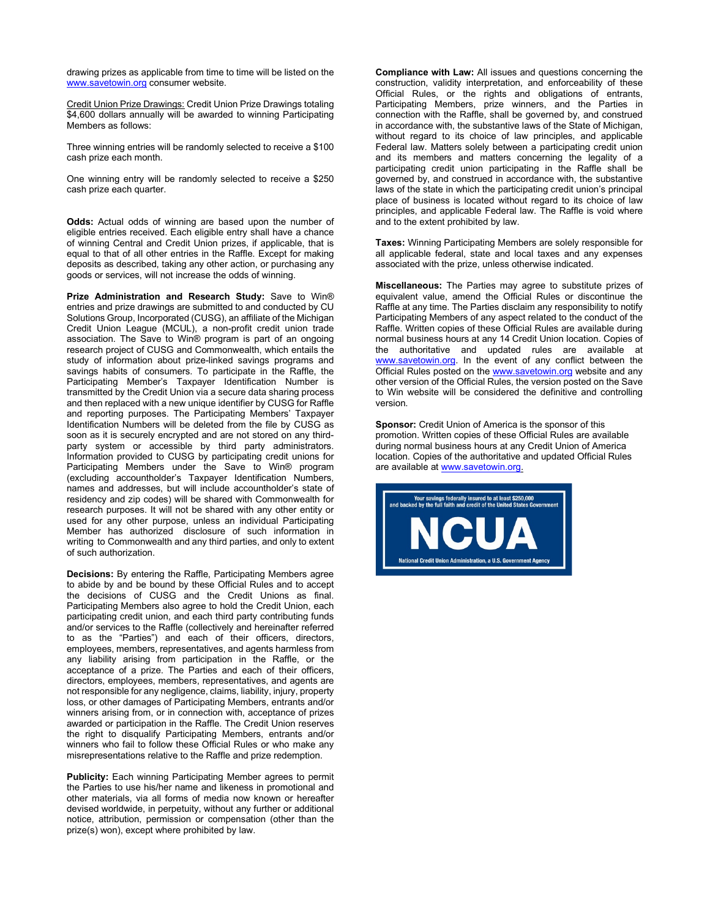drawing prizes as applicable from time to time will be listed on the www.savetowin.org consumer website.

Credit Union Prize Drawings: Credit Union Prize Drawings totaling $4,600 dollars annually will be awarded to winning Participating Members as follows:

Three winning entries will be randomly selected to receive a $100 cash prize each month.

One winning entry will be randomly selected to receive a $250 cash prize each quarter.

**Odds:** Actual odds of winning are based upon the number of eligible entries received. Each eligible entry shall have a chance of winning Central and Credit Union prizes, if applicable, that is equal to that of all other entries in the Raffle. Except for making deposits as described, taking any other action, or purchasing any goods or services, will not increase the odds of winning.

**Prize Administration and Research Study:** Save to Win® entries and prize drawings are submitted to and conducted by CU Solutions Group, Incorporated (CUSG), an affiliate of the Michigan Credit Union League (MCUL), a non-profit credit union trade association. The Save to Win® program is part of an ongoing research project of CUSG and Commonwealth, which entails the study of information about prize-linked savings programs and savings habits of consumers. To participate in the Raffle, the Participating Member's Taxpayer Identification Number is transmitted by the Credit Union via a secure data sharing process and then replaced with a new unique identifier by CUSG for Raffle and reporting purposes. The Participating Members' Taxpayer Identification Numbers will be deleted from the file by CUSG as soon as it is securely encrypted and are not stored on any third-party system or accessible by third party administrators. Information provided to CUSG by participating credit unions for Participating Members under the Save to Win® program (excluding accountholder's Taxpayer Identification Numbers, names and addresses, but will include accountholder's state of residency and zip codes) will be shared with Commonwealth for research purposes. It will not be shared with any other entity or used for any other purpose, unless an individual Participating Member has authorized disclosure of such information in writing to Commonwealth and any third parties, and only to extent of such authorization.

**Decisions:** By entering the Raffle, Participating Members agree to abide by and be bound by these Official Rules and to accept the decisions of CUSG and the Credit Unions as final. Participating Members also agree to hold the Credit Union, each participating credit union, and each third party contributing funds and/or services to the Raffle (collectively and hereinafter referred to as the "Parties") and each of their officers, directors, employees, members, representatives, and agents harmless from any liability arising from participation in the Raffle, or the acceptance of a prize. The Parties and each of their officers, directors, employees, members, representatives, and agents are not responsible for any negligence, claims, liability, injury, property loss, or other damages of Participating Members, entrants and/or winners arising from, or in connection with, acceptance of prizes awarded or participation in the Raffle. The Credit Union reserves the right to disqualify Participating Members, entrants and/or winners who fail to follow these Official Rules or who make any misrepresentations relative to the Raffle and prize redemption.

**Publicity:** Each winning Participating Member agrees to permit the Parties to use his/her name and likeness in promotional and other materials, via all forms of media now known or hereafter devised worldwide, in perpetuity, without any further or additional notice, attribution, permission or compensation (other than the prize(s) won), except where prohibited by law.

**Compliance with Law:** All issues and questions concerning the construction, validity interpretation, and enforceability of these Official Rules, or the rights and obligations of entrants, Participating Members, prize winners, and the Parties in connection with the Raffle, shall be governed by, and construed in accordance with, the substantive laws of the State of Michigan, without regard to its choice of law principles, and applicable Federal law. Matters solely between a participating credit union and its members and matters concerning the legality of a participating credit union participating in the Raffle shall be governed by, and construed in accordance with, the substantive laws of the state in which the participating credit union's principal place of business is located without regard to its choice of law principles, and applicable Federal law. The Raffle is void where and to the extent prohibited by law.

**Taxes:** Winning Participating Members are solely responsible for all applicable federal, state and local taxes and any expenses associated with the prize, unless otherwise indicated.

**Miscellaneous:** The Parties may agree to substitute prizes of equivalent value, amend the Official Rules or discontinue the Raffle at any time. The Parties disclaim any responsibility to notify Participating Members of any aspect related to the conduct of the Raffle. Written copies of these Official Rules are available during normal business hours at any 14 Credit Union location. Copies of the authoritative and updated rules are available at www.savetowin.org. In the event of any conflict between the Official Rules posted on the www.savetowin.org website and any other version of the Official Rules, the version posted on the Save to Win website will be considered the definitive and controlling version.

**Sponsor:** Credit Union of America is the sponsor of this promotion. Written copies of these Official Rules are available during normal business hours at any Credit Union of America location. Copies of the authoritative and updated Official Rules are available at www.savetowin.org.

Your savings federally insured to at least $250,000
and backed by the full faith and credit of the United States Government

NCUA

National Credit Union Administration, a U.S. Government Agency